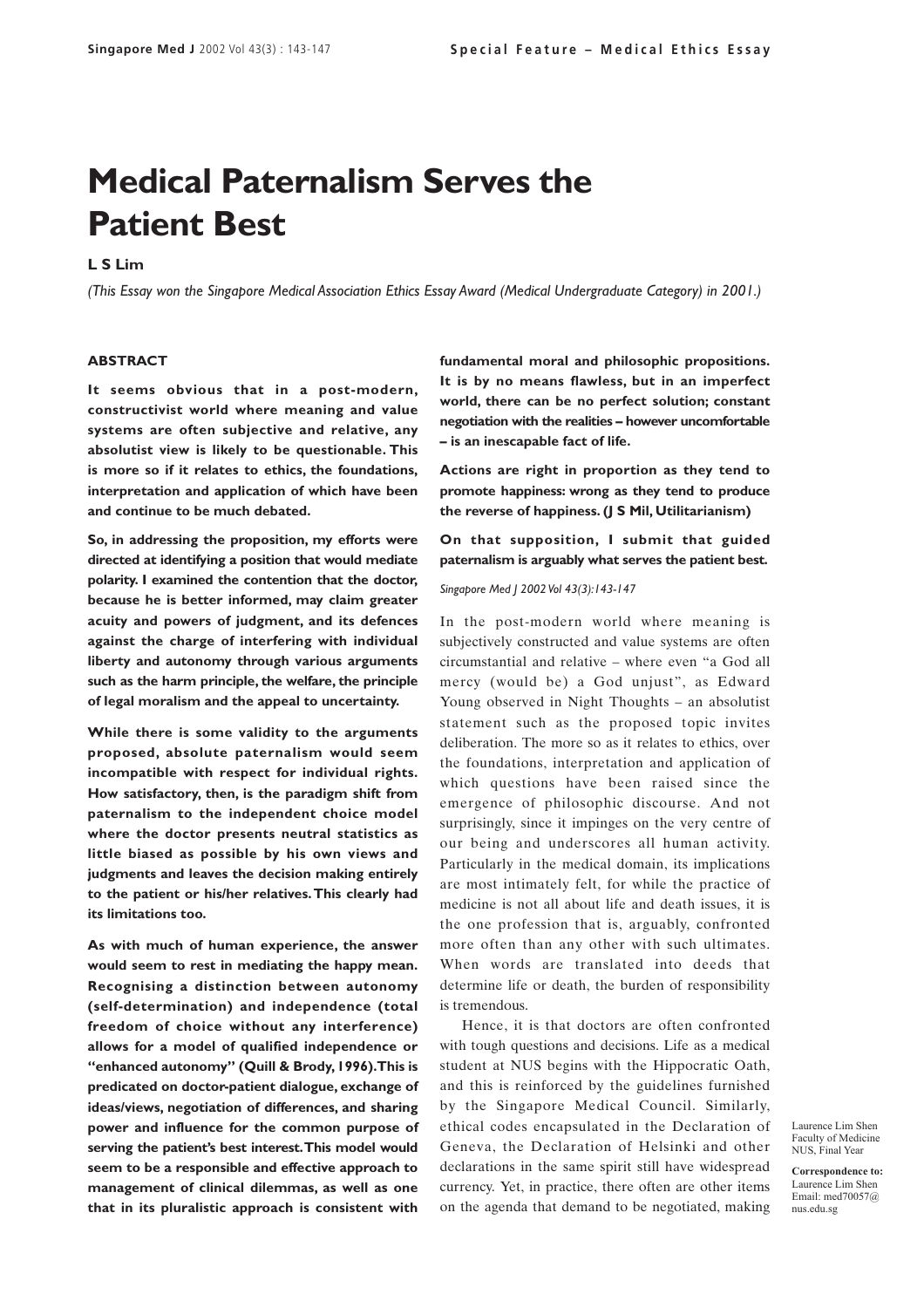# Medical Paternalism Serves the Patient Best

**L S Lim**

*(This Essay won the Singapore Medical Association Ethics Essay Award (Medical Undergraduate Category) in 2001.)*

Laurence Lim Shen
Faculty of Medicine
NUS, Final Year

**Correspondence to:**
Laurence Lim Shen
Email: med70057@nus.edu.sg

### ABSTRACT

**It seems obvious that in a post-modern, constructivist world where meaning and value systems are often subjective and relative, any absolutist view is likely to be questionable. This is more so if it relates to ethics, the foundations, interpretation and application of which have been and continue to be much debated.**

**So, in addressing the proposition, my efforts were directed at identifying a position that would mediate polarity. I examined the contention that the doctor, because he is better informed, may claim greater acuity and powers of judgment, and its defences against the charge of interfering with individual liberty and autonomy through various arguments such as the harm principle, the welfare, the principle of legal moralism and the appeal to uncertainty.**

**While there is some validity to the arguments proposed, absolute paternalism would seem incompatible with respect for individual rights. How satisfactory, then, is the paradigm shift from paternalism to the independent choice model where the doctor presents neutral statistics as little biased as possible by his own views and judgments and leaves the decision making entirely to the patient or his/her relatives. This clearly had its limitations too.**

**As with much of human experience, the answer would seem to rest in mediating the happy mean. Recognising a distinction between autonomy (self-determination) and independence (total freedom of choice without any interference) allows for a model of qualified independence or "enhanced autonomy" (Quill & Brody, 1996). This is predicated on doctor-patient dialogue, exchange of ideas/views, negotiation of differences, and sharing power and influence for the common purpose of serving the patient's best interest. This model would seem to be a responsible and effective approach to management of clinical dilemmas, as well as one that in its pluralistic approach is consistent with fundamental moral and philosophic propositions. It is by no means flawless, but in an imperfect world, there can be no perfect solution; constant negotiation with the realities – however uncomfortable – is an inescapable fact of life.**

**Actions are right in proportion as they tend to promote happiness: wrong as they tend to produce the reverse of happiness. (J S Mil, Utilitarianism)**

**On that supposition, I submit that guided paternalism is arguably what serves the patient best.**

*Singapore Med J 2002 Vol 43(3):143-147*

In the post-modern world where meaning is subjectively constructed and value systems are often circumstantial and relative – where even "a God all mercy (would be) a God unjust", as Edward Young observed in Night Thoughts – an absolutist statement such as the proposed topic invites deliberation. The more so as it relates to ethics, over the foundations, interpretation and application of which questions have been raised since the emergence of philosophic discourse. And not surprisingly, since it impinges on the very centre of our being and underscores all human activity. Particularly in the medical domain, its implications are most intimately felt, for while the practice of medicine is not all about life and death issues, it is the one profession that is, arguably, confronted more often than any other with such ultimates. When words are translated into deeds that determine life or death, the burden of responsibility is tremendous.

Hence, it is that doctors are often confronted with tough questions and decisions. Life as a medical student at NUS begins with the Hippocratic Oath, and this is reinforced by the guidelines furnished by the Singapore Medical Council. Similarly, ethical codes encapsulated in the Declaration of Geneva, the Declaration of Helsinki and other declarations in the same spirit still have widespread currency. Yet, in practice, there often are other items on the agenda that demand to be negotiated, making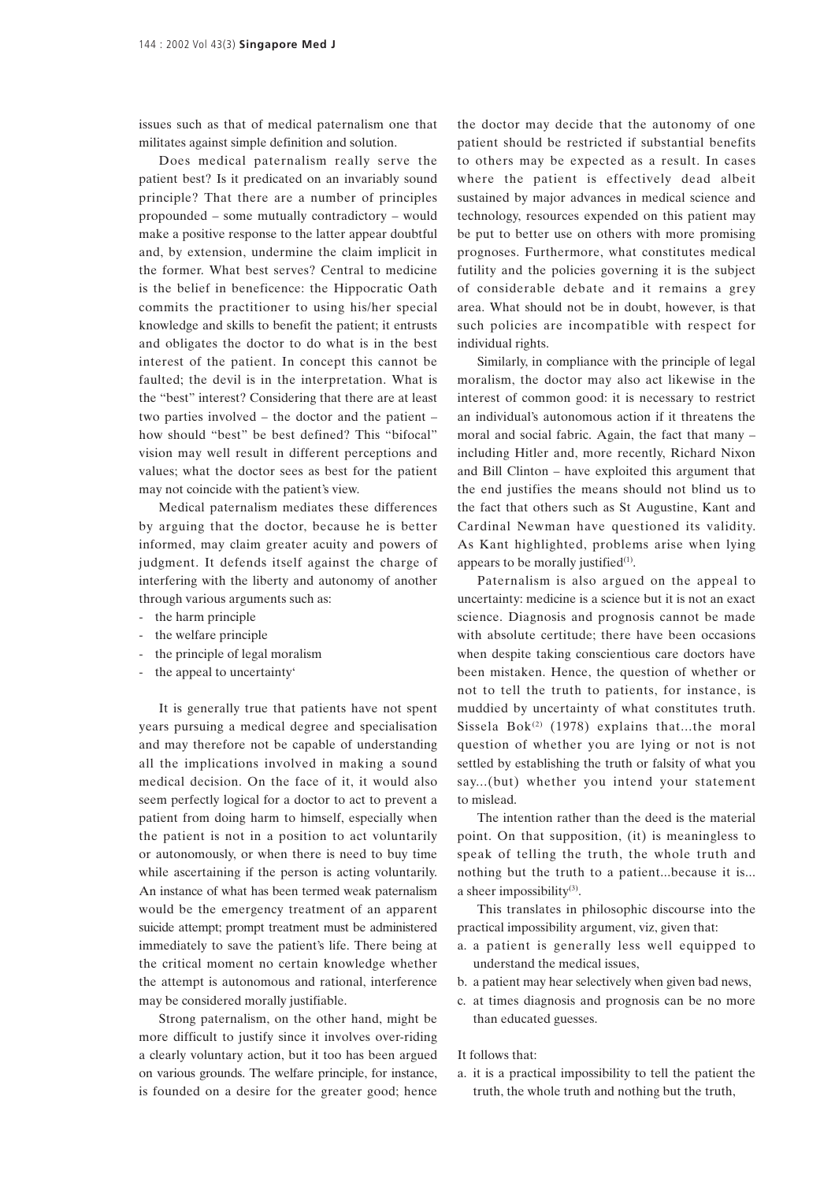issues such as that of medical paternalism one that militates against simple definition and solution.

Does medical paternalism really serve the patient best? Is it predicated on an invariably sound principle? That there are a number of principles propounded – some mutually contradictory – would make a positive response to the latter appear doubtful and, by extension, undermine the claim implicit in the former. What best serves? Central to medicine is the belief in beneficence: the Hippocratic Oath commits the practitioner to using his/her special knowledge and skills to benefit the patient; it entrusts and obligates the doctor to do what is in the best interest of the patient. In concept this cannot be faulted; the devil is in the interpretation. What is the "best" interest? Considering that there are at least two parties involved – the doctor and the patient – how should "best" be best defined? This "bifocal" vision may well result in different perceptions and values; what the doctor sees as best for the patient may not coincide with the patient's view.

Medical paternalism mediates these differences by arguing that the doctor, because he is better informed, may claim greater acuity and powers of judgment. It defends itself against the charge of interfering with the liberty and autonomy of another through various arguments such as:

- the harm principle
- the welfare principle
- the principle of legal moralism
- the appeal to uncertainty'

It is generally true that patients have not spent years pursuing a medical degree and specialisation and may therefore not be capable of understanding all the implications involved in making a sound medical decision. On the face of it, it would also seem perfectly logical for a doctor to act to prevent a patient from doing harm to himself, especially when the patient is not in a position to act voluntarily or autonomously, or when there is need to buy time while ascertaining if the person is acting voluntarily. An instance of what has been termed weak paternalism would be the emergency treatment of an apparent suicide attempt; prompt treatment must be administered immediately to save the patient's life. There being at the critical moment no certain knowledge whether the attempt is autonomous and rational, interference may be considered morally justifiable.

Strong paternalism, on the other hand, might be more difficult to justify since it involves over-riding a clearly voluntary action, but it too has been argued on various grounds. The welfare principle, for instance, is founded on a desire for the greater good; hence the doctor may decide that the autonomy of one patient should be restricted if substantial benefits to others may be expected as a result. In cases where the patient is effectively dead albeit sustained by major advances in medical science and technology, resources expended on this patient may be put to better use on others with more promising prognoses. Furthermore, what constitutes medical futility and the policies governing it is the subject of considerable debate and it remains a grey area. What should not be in doubt, however, is that such policies are incompatible with respect for individual rights.

Similarly, in compliance with the principle of legal moralism, the doctor may also act likewise in the interest of common good: it is necessary to restrict an individual's autonomous action if it threatens the moral and social fabric. Again, the fact that many – including Hitler and, more recently, Richard Nixon and Bill Clinton – have exploited this argument that the end justifies the means should not blind us to the fact that others such as St Augustine, Kant and Cardinal Newman have questioned its validity. As Kant highlighted, problems arise when lying appears to be morally justified[1].

Paternalism is also argued on the appeal to uncertainty: medicine is a science but it is not an exact science. Diagnosis and prognosis cannot be made with absolute certitude; there have been occasions when despite taking conscientious care doctors have been mistaken. Hence, the question of whether or not to tell the truth to patients, for instance, is muddied by uncertainty of what constitutes truth. Sissela Bok[2] (1978) explains that...the moral question of whether you are lying or not is not settled by establishing the truth or falsity of what you say...(but) whether you intend your statement to mislead.

The intention rather than the deed is the material point. On that supposition, (it) is meaningless to speak of telling the truth, the whole truth and nothing but the truth to a patient...because it is... a sheer impossibility[3].

This translates in philosophic discourse into the practical impossibility argument, viz, given that:

a. a patient is generally less well equipped to understand the medical issues,
b. a patient may hear selectively when given bad news,
c. at times diagnosis and prognosis can be no more than educated guesses.

It follows that:

a. it is a practical impossibility to tell the patient the truth, the whole truth and nothing but the truth,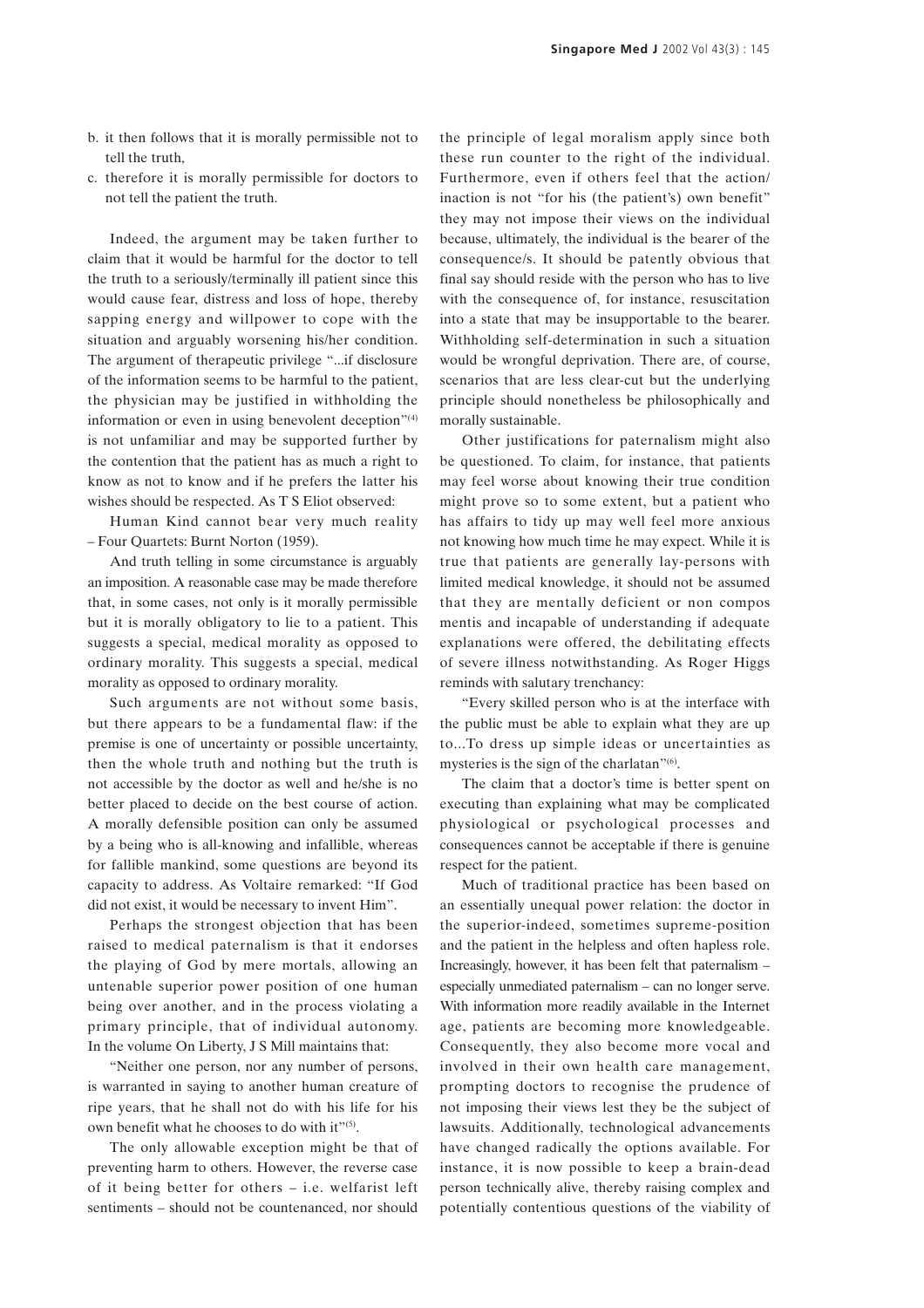b. it then follows that it is morally permissible not to tell the truth,
c. therefore it is morally permissible for doctors to not tell the patient the truth.

Indeed, the argument may be taken further to claim that it would be harmful for the doctor to tell the truth to a seriously/terminally ill patient since this would cause fear, distress and loss of hope, thereby sapping energy and willpower to cope with the situation and arguably worsening his/her condition. The argument of therapeutic privilege "...if disclosure of the information seems to be harmful to the patient, the physician may be justified in withholding the information or even in using benevolent deception"[4] is not unfamiliar and may be supported further by the contention that the patient has as much a right to know as not to know and if he prefers the latter his wishes should be respected. As T S Eliot observed:

Human Kind cannot bear very much reality – Four Quartets: Burnt Norton (1959).

And truth telling in some circumstance is arguably an imposition. A reasonable case may be made therefore that, in some cases, not only is it morally permissible but it is morally obligatory to lie to a patient. This suggests a special, medical morality as opposed to ordinary morality. This suggests a special, medical morality as opposed to ordinary morality.

Such arguments are not without some basis, but there appears to be a fundamental flaw: if the premise is one of uncertainty or possible uncertainty, then the whole truth and nothing but the truth is not accessible by the doctor as well and he/she is no better placed to decide on the best course of action. A morally defensible position can only be assumed by a being who is all-knowing and infallible, whereas for fallible mankind, some questions are beyond its capacity to address. As Voltaire remarked: "If God did not exist, it would be necessary to invent Him".

Perhaps the strongest objection that has been raised to medical paternalism is that it endorses the playing of God by mere mortals, allowing an untenable superior power position of one human being over another, and in the process violating a primary principle, that of individual autonomy. In the volume On Liberty, J S Mill maintains that:

"Neither one person, nor any number of persons, is warranted in saying to another human creature of ripe years, that he shall not do with his life for his own benefit what he chooses to do with it"[5].

The only allowable exception might be that of preventing harm to others. However, the reverse case of it being better for others – i.e. welfarist left sentiments – should not be countenanced, nor should the principle of legal moralism apply since both these run counter to the right of the individual. Furthermore, even if others feel that the action/inaction is not "for his (the patient's) own benefit" they may not impose their views on the individual because, ultimately, the individual is the bearer of the consequence/s. It should be patently obvious that final say should reside with the person who has to live with the consequence of, for instance, resuscitation into a state that may be insupportable to the bearer. Withholding self-determination in such a situation would be wrongful deprivation. There are, of course, scenarios that are less clear-cut but the underlying principle should nonetheless be philosophically and morally sustainable.

Other justifications for paternalism might also be questioned. To claim, for instance, that patients may feel worse about knowing their true condition might prove so to some extent, but a patient who has affairs to tidy up may well feel more anxious not knowing how much time he may expect. While it is true that patients are generally lay-persons with limited medical knowledge, it should not be assumed that they are mentally deficient or non compos mentis and incapable of understanding if adequate explanations were offered, the debilitating effects of severe illness notwithstanding. As Roger Higgs reminds with salutary trenchancy:

"Every skilled person who is at the interface with the public must be able to explain what they are up to...To dress up simple ideas or uncertainties as mysteries is the sign of the charlatan"[6].

The claim that a doctor's time is better spent on executing than explaining what may be complicated physiological or psychological processes and consequences cannot be acceptable if there is genuine respect for the patient.

Much of traditional practice has been based on an essentially unequal power relation: the doctor in the superior-indeed, sometimes supreme-position and the patient in the helpless and often hapless role. Increasingly, however, it has been felt that paternalism – especially unmediated paternalism – can no longer serve. With information more readily available in the Internet age, patients are becoming more knowledgeable. Consequently, they also become more vocal and involved in their own health care management, prompting doctors to recognise the prudence of not imposing their views lest they be the subject of lawsuits. Additionally, technological advancements have changed radically the options available. For instance, it is now possible to keep a brain-dead person technically alive, thereby raising complex and potentially contentious questions of the viability of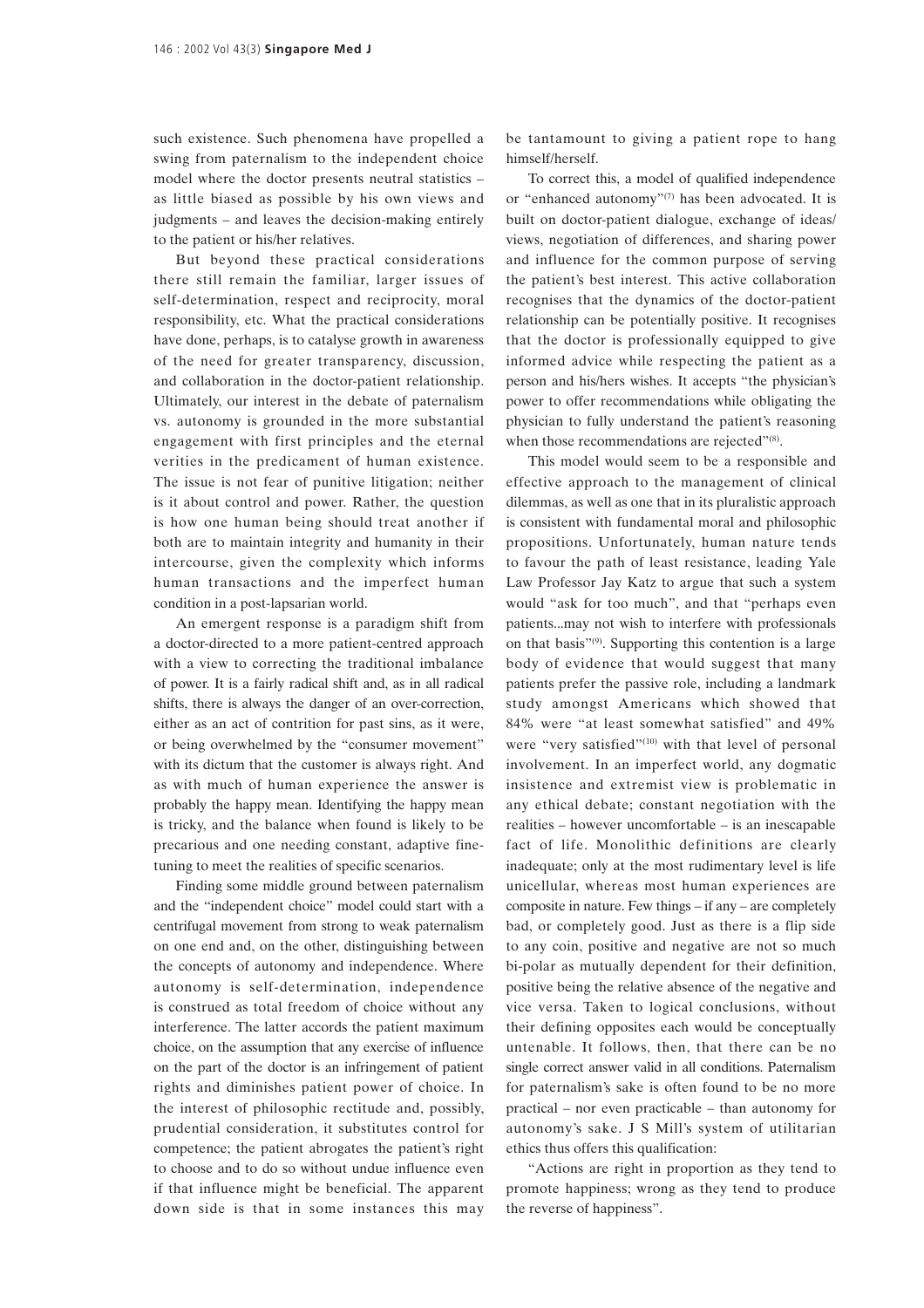such existence. Such phenomena have propelled a swing from paternalism to the independent choice model where the doctor presents neutral statistics – as little biased as possible by his own views and judgments – and leaves the decision-making entirely to the patient or his/her relatives.

But beyond these practical considerations there still remain the familiar, larger issues of self-determination, respect and reciprocity, moral responsibility, etc. What the practical considerations have done, perhaps, is to catalyse growth in awareness of the need for greater transparency, discussion, and collaboration in the doctor-patient relationship. Ultimately, our interest in the debate of paternalism vs. autonomy is grounded in the more substantial engagement with first principles and the eternal verities in the predicament of human existence. The issue is not fear of punitive litigation; neither is it about control and power. Rather, the question is how one human being should treat another if both are to maintain integrity and humanity in their intercourse, given the complexity which informs human transactions and the imperfect human condition in a post-lapsarian world.

An emergent response is a paradigm shift from a doctor-directed to a more patient-centred approach with a view to correcting the traditional imbalance of power. It is a fairly radical shift and, as in all radical shifts, there is always the danger of an over-correction, either as an act of contrition for past sins, as it were, or being overwhelmed by the "consumer movement" with its dictum that the customer is always right. And as with much of human experience the answer is probably the happy mean. Identifying the happy mean is tricky, and the balance when found is likely to be precarious and one needing constant, adaptive fine-tuning to meet the realities of specific scenarios.

Finding some middle ground between paternalism and the "independent choice" model could start with a centrifugal movement from strong to weak paternalism on one end and, on the other, distinguishing between the concepts of autonomy and independence. Where autonomy is self-determination, independence is construed as total freedom of choice without any interference. The latter accords the patient maximum choice, on the assumption that any exercise of influence on the part of the doctor is an infringement of patient rights and diminishes patient power of choice. In the interest of philosophic rectitude and, possibly, prudential consideration, it substitutes control for competence; the patient abrogates the patient's right to choose and to do so without undue influence even if that influence might be beneficial. The apparent down side is that in some instances this may be tantamount to giving a patient rope to hang himself/herself.

To correct this, a model of qualified independence or "enhanced autonomy"[7] has been advocated. It is built on doctor-patient dialogue, exchange of ideas/views, negotiation of differences, and sharing power and influence for the common purpose of serving the patient's best interest. This active collaboration recognises that the dynamics of the doctor-patient relationship can be potentially positive. It recognises that the doctor is professionally equipped to give informed advice while respecting the patient as a person and his/hers wishes. It accepts "the physician's power to offer recommendations while obligating the physician to fully understand the patient's reasoning when those recommendations are rejected"[8].

This model would seem to be a responsible and effective approach to the management of clinical dilemmas, as well as one that in its pluralistic approach is consistent with fundamental moral and philosophic propositions. Unfortunately, human nature tends to favour the path of least resistance, leading Yale Law Professor Jay Katz to argue that such a system would "ask for too much", and that "perhaps even patients...may not wish to interfere with professionals on that basis"[9]. Supporting this contention is a large body of evidence that would suggest that many patients prefer the passive role, including a landmark study amongst Americans which showed that 84% were "at least somewhat satisfied" and 49% were "very satisfied"[10] with that level of personal involvement. In an imperfect world, any dogmatic insistence and extremist view is problematic in any ethical debate; constant negotiation with the realities – however uncomfortable – is an inescapable fact of life. Monolithic definitions are clearly inadequate; only at the most rudimentary level is life unicellular, whereas most human experiences are composite in nature. Few things – if any – are completely bad, or completely good. Just as there is a flip side to any coin, positive and negative are not so much bi-polar as mutually dependent for their definition, positive being the relative absence of the negative and vice versa. Taken to logical conclusions, without their defining opposites each would be conceptually untenable. It follows, then, that there can be no single correct answer valid in all conditions. Paternalism for paternalism's sake is often found to be no more practical – nor even practicable – than autonomy for autonomy's sake. J S Mill's system of utilitarian ethics thus offers this qualification:

"Actions are right in proportion as they tend to promote happiness; wrong as they tend to produce the reverse of happiness".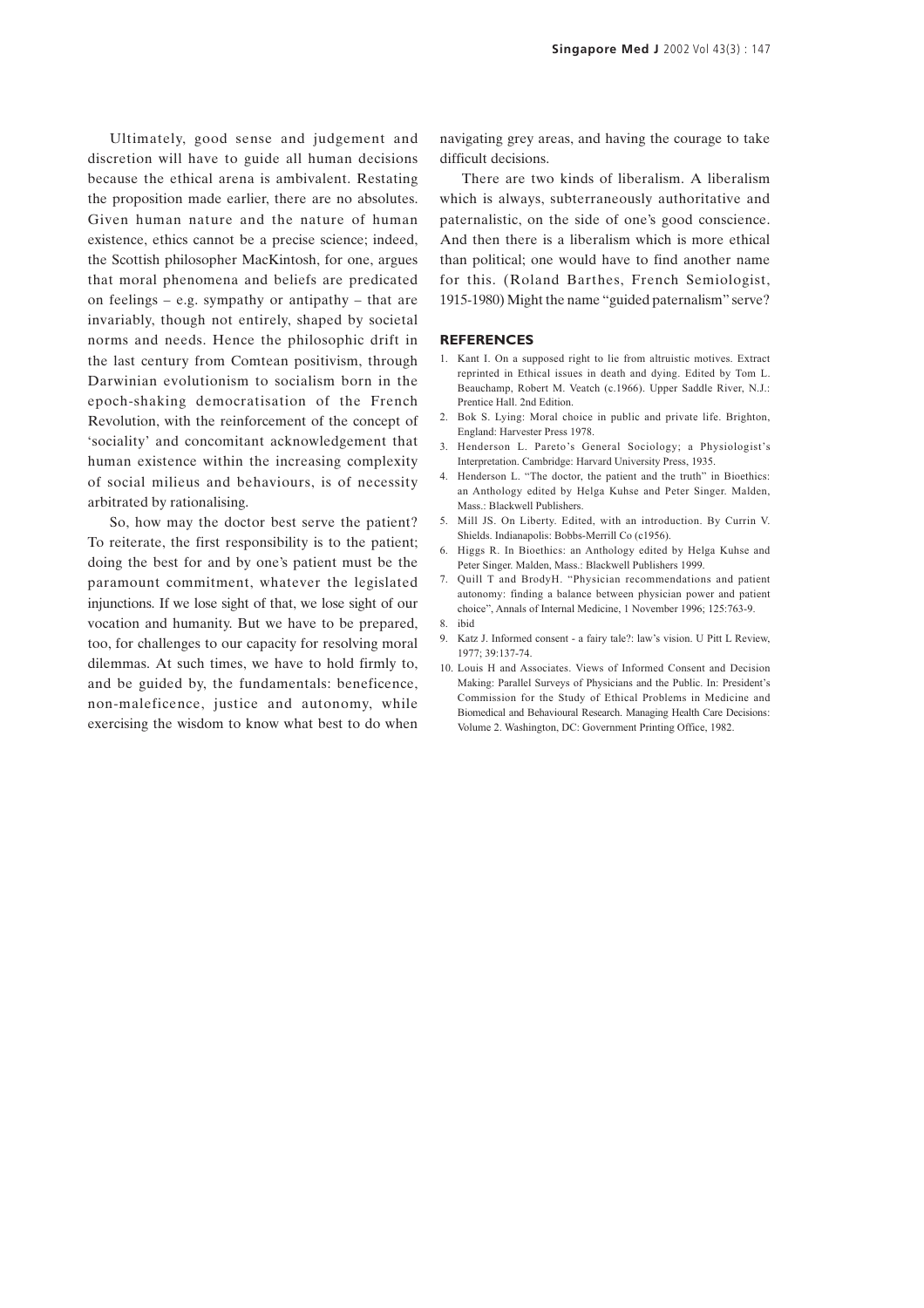Ultimately, good sense and judgement and discretion will have to guide all human decisions because the ethical arena is ambivalent. Restating the proposition made earlier, there are no absolutes. Given human nature and the nature of human existence, ethics cannot be a precise science; indeed, the Scottish philosopher MacKintosh, for one, argues that moral phenomena and beliefs are predicated on feelings – e.g. sympathy or antipathy – that are invariably, though not entirely, shaped by societal norms and needs. Hence the philosophic drift in the last century from Comtean positivism, through Darwinian evolutionism to socialism born in the epoch-shaking democratisation of the French Revolution, with the reinforcement of the concept of 'sociality' and concomitant acknowledgement that human existence within the increasing complexity of social milieus and behaviours, is of necessity arbitrated by rationalising.

So, how may the doctor best serve the patient? To reiterate, the first responsibility is to the patient; doing the best for and by one's patient must be the paramount commitment, whatever the legislated injunctions. If we lose sight of that, we lose sight of our vocation and humanity. But we have to be prepared, too, for challenges to our capacity for resolving moral dilemmas. At such times, we have to hold firmly to, and be guided by, the fundamentals: beneficence, non-maleficence, justice and autonomy, while exercising the wisdom to know what best to do when navigating grey areas, and having the courage to take difficult decisions.

There are two kinds of liberalism. A liberalism which is always, subterraneously authoritative and paternalistic, on the side of one's good conscience. And then there is a liberalism which is more ethical than political; one would have to find another name for this. (Roland Barthes, French Semiologist, 1915-1980) Might the name "guided paternalism" serve?

## REFERENCES

1. Kant I. On a supposed right to lie from altruistic motives. Extract reprinted in Ethical issues in death and dying. Edited by Tom L. Beauchamp, Robert M. Veatch (c.1966). Upper Saddle River, N.J.: Prentice Hall. 2nd Edition.
2. Bok S. Lying: Moral choice in public and private life. Brighton, England: Harvester Press 1978.
3. Henderson L. Pareto's General Sociology; a Physiologist's Interpretation. Cambridge: Harvard University Press, 1935.
4. Henderson L. "The doctor, the patient and the truth" in Bioethics: an Anthology edited by Helga Kuhse and Peter Singer. Malden, Mass.: Blackwell Publishers.
5. Mill JS. On Liberty. Edited, with an introduction. By Currin V. Shields. Indianapolis: Bobbs-Merrill Co (c1956).
6. Higgs R. In Bioethics: an Anthology edited by Helga Kuhse and Peter Singer. Malden, Mass.: Blackwell Publishers 1999.
7. Quill T and BrodyH. "Physician recommendations and patient autonomy: finding a balance between physician power and patient choice", Annals of Internal Medicine, 1 November 1996; 125:763-9.
8. ibid
9. Katz J. Informed consent - a fairy tale?: law's vision. U Pitt L Review, 1977; 39:137-74.
10. Louis H and Associates. Views of Informed Consent and Decision Making: Parallel Surveys of Physicians and the Public. In: President's Commission for the Study of Ethical Problems in Medicine and Biomedical and Behavioural Research. Managing Health Care Decisions: Volume 2. Washington, DC: Government Printing Office, 1982.